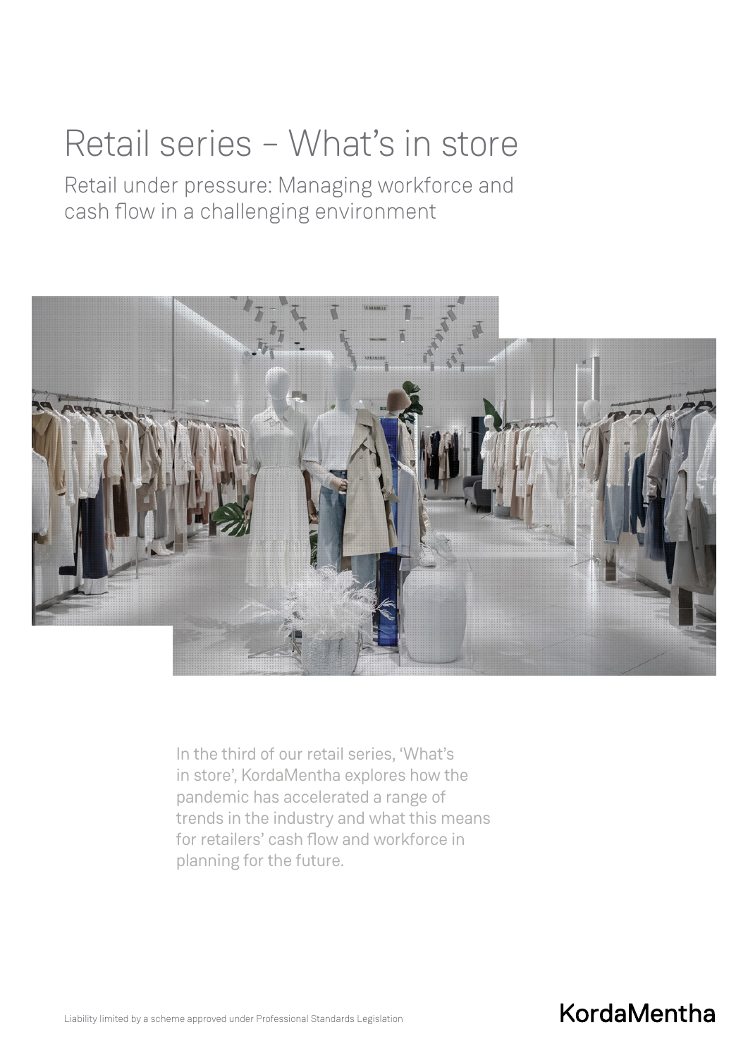# Retail series – What's in store

## Retail under pressure: Managing workforce and cash flow in a challenging environment

In the third of our retail series, 'What's in store', KordaMentha explores how the pandemic has accelerated a range of trends in the industry and what this means for retailers' cash flow and workforce in planning for the future.

Liability limited by a scheme approved under Professional Standards Legislation

KordaMentha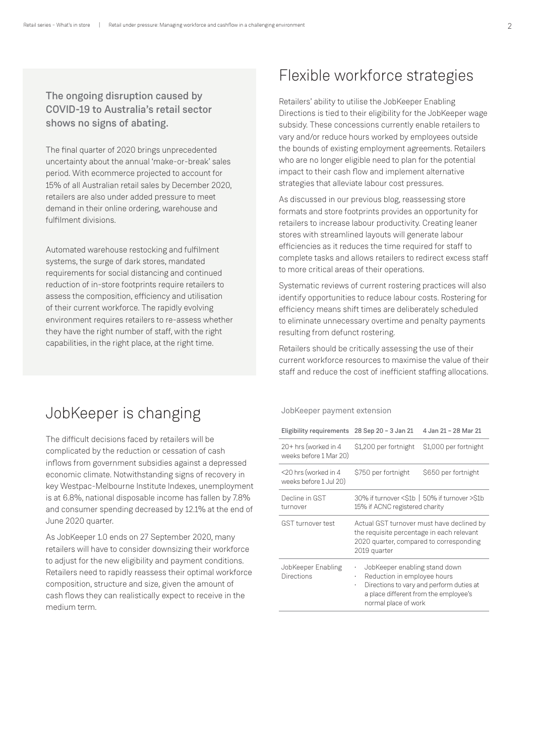**The ongoing disruption caused by COVID-19 to Australia's retail sector shows no signs of abating.**

The final quarter of 2020 brings unprecedented uncertainty about the annual 'make-or-break' sales period. With ecommerce projected to account for 15% of all Australian retail sales by December 2020, retailers are also under added pressure to meet demand in their online ordering, warehouse and fulfilment divisions.

Automated warehouse restocking and fulfilment systems, the surge of dark stores, mandated requirements for social distancing and continued reduction of in-store footprints require retailers to assess the composition, efficiency and utilisation of their current workforce. The rapidly evolving environment requires retailers to re-assess whether they have the right number of staff, with the right capabilities, in the right place, at the right time.

## Flexible workforce strategies

Retailers' ability to utilise the JobKeeper Enabling Directions is tied to their eligibility for the JobKeeper wage subsidy. These concessions currently enable retailers to vary and/or reduce hours worked by employees outside the bounds of existing employment agreements. Retailers who are no longer eligible need to plan for the potential impact to their cash flow and implement alternative strategies that alleviate labour cost pressures.

As discussed in our previous blog, reassessing store formats and store footprints provides an opportunity for retailers to increase labour productivity. Creating leaner stores with streamlined layouts will generate labour efficiencies as it reduces the time required for staff to complete tasks and allows retailers to redirect excess staff to more critical areas of their operations.

Systematic reviews of current rostering practices will also identify opportunities to reduce labour costs. Rostering for efficiency means shift times are deliberately scheduled to eliminate unnecessary overtime and penalty payments resulting from defunct rostering.

Retailers should be critically assessing the use of their current workforce resources to maximise the value of their staff and reduce the cost of inefficient staffing allocations.

## JobKeeper is changing

The difficult decisions faced by retailers will be complicated by the reduction or cessation of cash inflows from government subsidies against a depressed economic climate. Notwithstanding signs of recovery in key Westpac-Melbourne Institute Indexes, unemployment is at 6.8%, national disposable income has fallen by 7.8% and consumer spending decreased by 12.1% at the end of June 2020 quarter.

As JobKeeper 1.0 ends on 27 September 2020, many retailers will have to consider downsizing their workforce to adjust for the new eligibility and payment conditions. Retailers need to rapidly reassess their optimal workforce composition, structure and size, given the amount of cash flows they can realistically expect to receive in the medium term.

JobKeeper payment extension

| Eligibility requirements | 28 Sep 20 – 3 Jan 21 | 4 Jan 21 – 28 Mar 21 |
|---|---|---|
| 20+ hrs (worked in 4 weeks before 1 Mar 20) | $1,200 per fortnight | $1,000 per fortnight |
| <20 hrs (worked in 4 weeks before 1 Jul 20) | $750 per fortnight | $650 per fortnight |
| Decline in GST turnover | 30% if turnover <$1b \| 50% if turnover >$1b<br>15% if ACNC registered charity | |
| GST turnover test | Actual GST turnover must have declined by the requisite percentage in each relevant 2020 quarter, compared to corresponding 2019 quarter | |
| JobKeeper Enabling Directions | · JobKeeper enabling stand down<br>· Reduction in employee hours<br>· Directions to vary and perform duties at a place different from the employee's normal place of work | |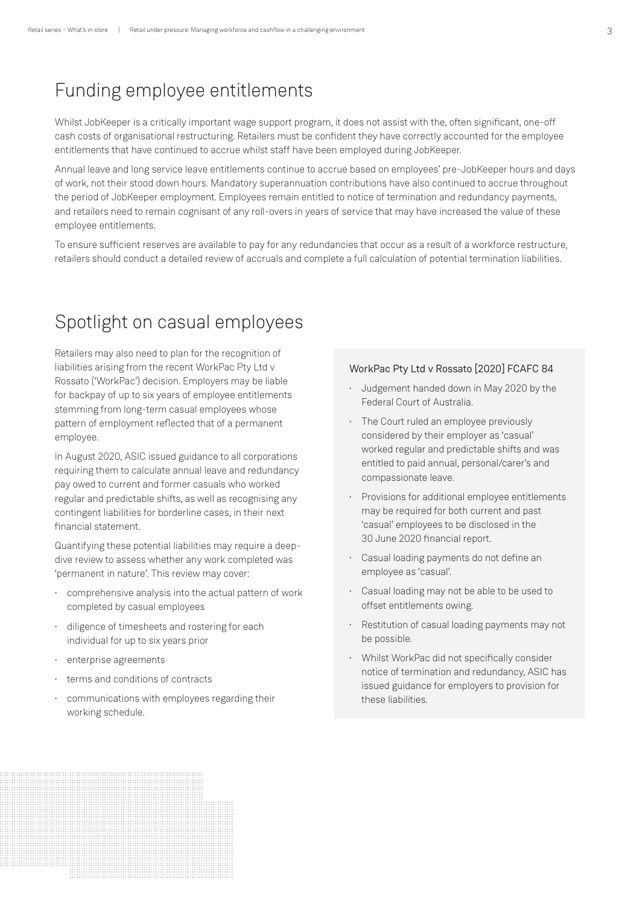## Funding employee entitlements

Whilst JobKeeper is a critically important wage support program, it does not assist with the, often significant, one-off cash costs of organisational restructuring. Retailers must be confident they have correctly accounted for the employee entitlements that have continued to accrue whilst staff have been employed during JobKeeper.

Annual leave and long service leave entitlements continue to accrue based on employees' pre-JobKeeper hours and days of work, not their stood down hours. Mandatory superannuation contributions have also continued to accrue throughout the period of JobKeeper employment. Employees remain entitled to notice of termination and redundancy payments, and retailers need to remain cognisant of any roll-overs in years of service that may have increased the value of these employee entitlements.

To ensure sufficient reserves are available to pay for any redundancies that occur as a result of a workforce restructure, retailers should conduct a detailed review of accruals and complete a full calculation of potential termination liabilities.

## Spotlight on casual employees

Retailers may also need to plan for the recognition of liabilities arising from the recent WorkPac Pty Ltd v Rossato ('WorkPac') decision. Employers may be liable for backpay of up to six years of employee entitlements stemming from long-term casual employees whose pattern of employment reflected that of a permanent employee.

In August 2020, ASIC issued guidance to all corporations requiring them to calculate annual leave and redundancy pay owed to current and former casuals who worked regular and predictable shifts, as well as recognising any contingent liabilities for borderline cases, in their next financial statement.

Quantifying these potential liabilities may require a deep-dive review to assess whether any work completed was 'permanent in nature'. This review may cover:

- comprehensive analysis into the actual pattern of work completed by casual employees
- diligence of timesheets and rostering for each individual for up to six years prior
- enterprise agreements
- terms and conditions of contracts
- communications with employees regarding their working schedule.

#### WorkPac Pty Ltd v Rossato [2020] FCAFC 84

- Judgement handed down in May 2020 by the Federal Court of Australia.
- The Court ruled an employee previously considered by their employer as 'casual' worked regular and predictable shifts and was entitled to paid annual, personal/carer's and compassionate leave.
- Provisions for additional employee entitlements may be required for both current and past 'casual' employees to be disclosed in the 30 June 2020 financial report.
- Casual loading payments do not define an employee as 'casual'.
- Casual loading may not be able to be used to offset entitlements owing.
- Restitution of casual loading payments may not be possible.
- Whilst WorkPac did not specifically consider notice of termination and redundancy, ASIC has issued guidance for employers to provision for these liabilities.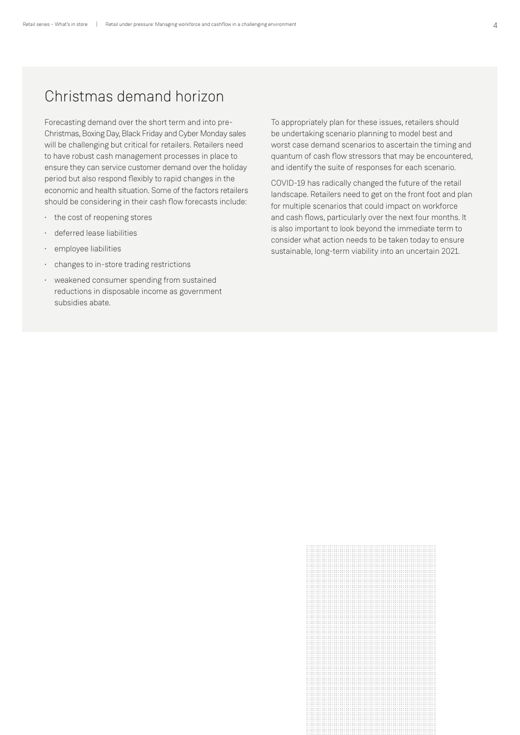## Christmas demand horizon

Forecasting demand over the short term and into pre-Christmas, Boxing Day, Black Friday and Cyber Monday sales will be challenging but critical for retailers. Retailers need to have robust cash management processes in place to ensure they can service customer demand over the holiday period but also respond flexibly to rapid changes in the economic and health situation. Some of the factors retailers should be considering in their cash flow forecasts include:

- the cost of reopening stores
- deferred lease liabilities
- employee liabilities
- changes to in-store trading restrictions
- weakened consumer spending from sustained reductions in disposable income as government subsidies abate.

To appropriately plan for these issues, retailers should be undertaking scenario planning to model best and worst case demand scenarios to ascertain the timing and quantum of cash flow stressors that may be encountered, and identify the suite of responses for each scenario.

COVID-19 has radically changed the future of the retail landscape. Retailers need to get on the front foot and plan for multiple scenarios that could impact on workforce and cash flows, particularly over the next four months. It is also important to look beyond the immediate term to consider what action needs to be taken today to ensure sustainable, long-term viability into an uncertain 2021.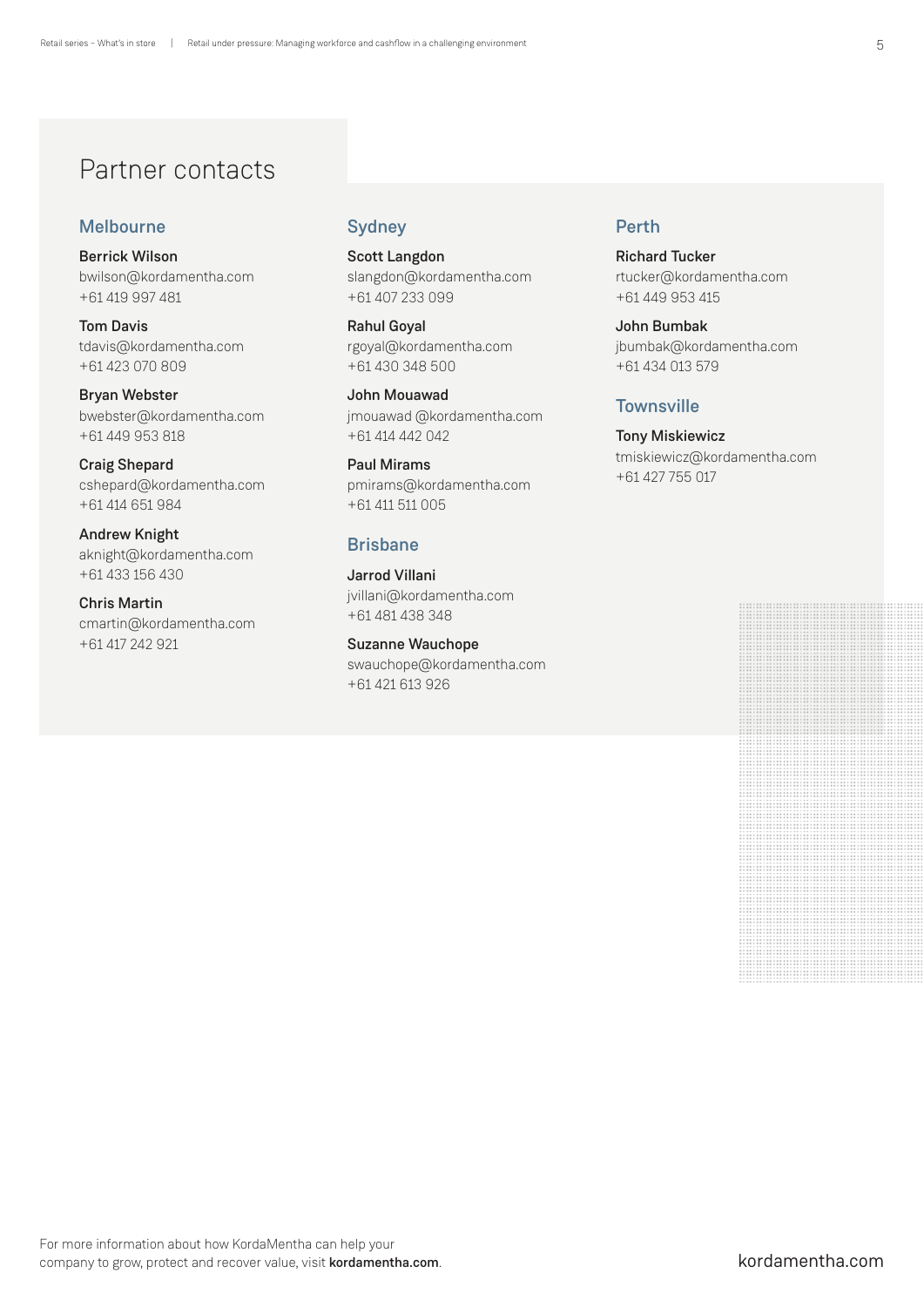# Partner contacts

## Melbourne

**Berrick Wilson**
bwilson@kordamentha.com
+61 419 997 481

**Tom Davis**
tdavis@kordamentha.com
+61 423 070 809

**Bryan Webster**
bwebster@kordamentha.com
+61 449 953 818

**Craig Shepard**
cshepard@kordamentha.com
+61 414 651 984

**Andrew Knight**
aknight@kordamentha.com
+61 433 156 430

**Chris Martin**
cmartin@kordamentha.com
+61 417 242 921

## Sydney

**Scott Langdon**
slangdon@kordamentha.com
+61 407 233 099

**Rahul Goyal**
rgoyal@kordamentha.com
+61 430 348 500

**John Mouawad**
jmouawad @kordamentha.com
+61 414 442 042

**Paul Mirams**
pmirams@kordamentha.com
+61 411 511 005

## Brisbane

**Jarrod Villani**
jvillani@kordamentha.com
+61 481 438 348

**Suzanne Wauchope**
swauchope@kordamentha.com
+61 421 613 926

## Perth

**Richard Tucker**
rtucker@kordamentha.com
+61 449 953 415

**John Bumbak**
jbumbak@kordamentha.com
+61 434 013 579

## Townsville

**Tony Miskiewicz**
tmiskiewicz@kordamentha.com
+61 427 755 017

For more information about how KordaMentha can help your company to grow, protect and recover value, visit **kordamentha.com**.

kordamentha.com